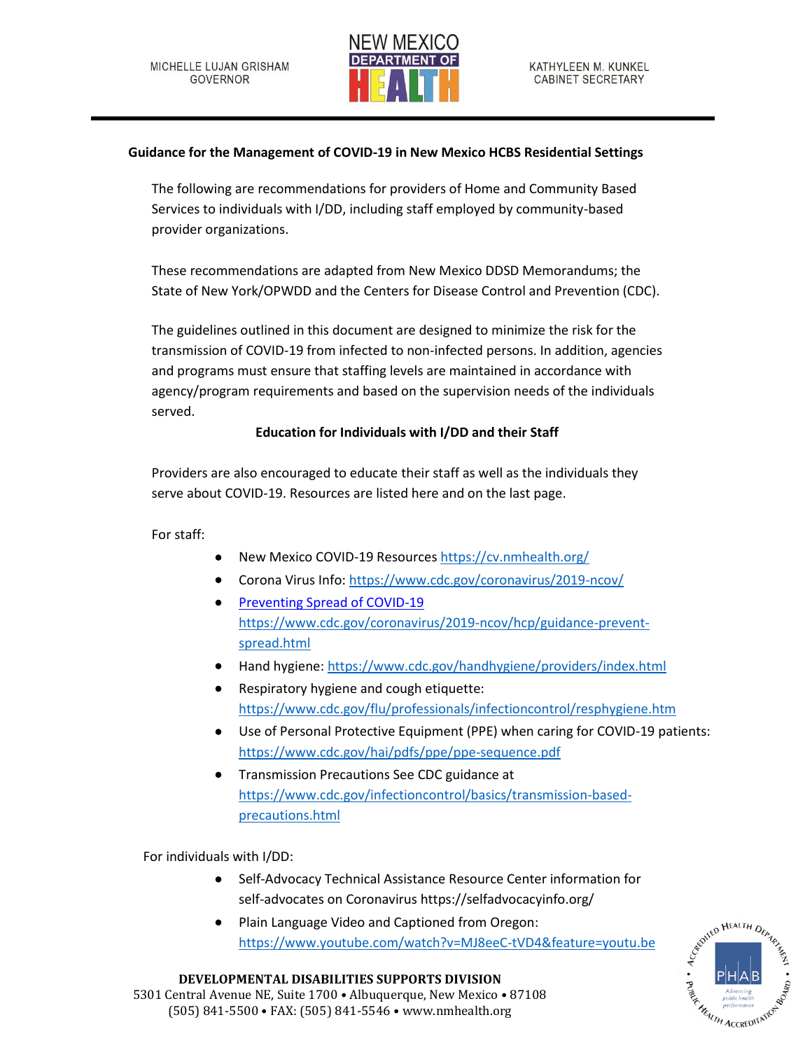MICHELLE LUJAN GRISHAM
GOVERNOR

NEW MEXICO DEPARTMENT OF HEALTH

KATHYLEEN M. KUNKEL
CABINET SECRETARY

## Guidance for the Management of COVID-19 in New Mexico HCBS Residential Settings

The following are recommendations for providers of Home and Community Based Services to individuals with I/DD, including staff employed by community-based provider organizations.

These recommendations are adapted from New Mexico DDSD Memorandums; the State of New York/OPWDD and the Centers for Disease Control and Prevention (CDC).

The guidelines outlined in this document are designed to minimize the risk for the transmission of COVID-19 from infected to non-infected persons. In addition, agencies and programs must ensure that staffing levels are maintained in accordance with agency/program requirements and based on the supervision needs of the individuals served.

### Education for Individuals with I/DD and their Staff

Providers are also encouraged to educate their staff as well as the individuals they serve about COVID-19. Resources are listed here and on the last page.

For staff:

- New Mexico COVID-19 Resources https://cv.nmhealth.org/
- Corona Virus Info: https://www.cdc.gov/coronavirus/2019-ncov/
- Preventing Spread of COVID-19 https://www.cdc.gov/coronavirus/2019-ncov/hcp/guidance-prevent-spread.html
- Hand hygiene: https://www.cdc.gov/handhygiene/providers/index.html
- Respiratory hygiene and cough etiquette: https://www.cdc.gov/flu/professionals/infectioncontrol/resphygiene.htm
- Use of Personal Protective Equipment (PPE) when caring for COVID-19 patients: https://www.cdc.gov/hai/pdfs/ppe/ppe-sequence.pdf
- Transmission Precautions See CDC guidance at https://www.cdc.gov/infectioncontrol/basics/transmission-based-precautions.html

For individuals with I/DD:

- Self-Advocacy Technical Assistance Resource Center information for self-advocates on Coronavirus https://selfadvocacyinfo.org/
- Plain Language Video and Captioned from Oregon: https://www.youtube.com/watch?v=MJ8eeC-tVD4&feature=youtu.be

**DEVELOPMENTAL DISABILITIES SUPPORTS DIVISION**
5301 Central Avenue NE, Suite 1700 • Albuquerque, New Mexico • 87108
(505) 841-5500 • FAX: (505) 841-5546 • www.nmhealth.org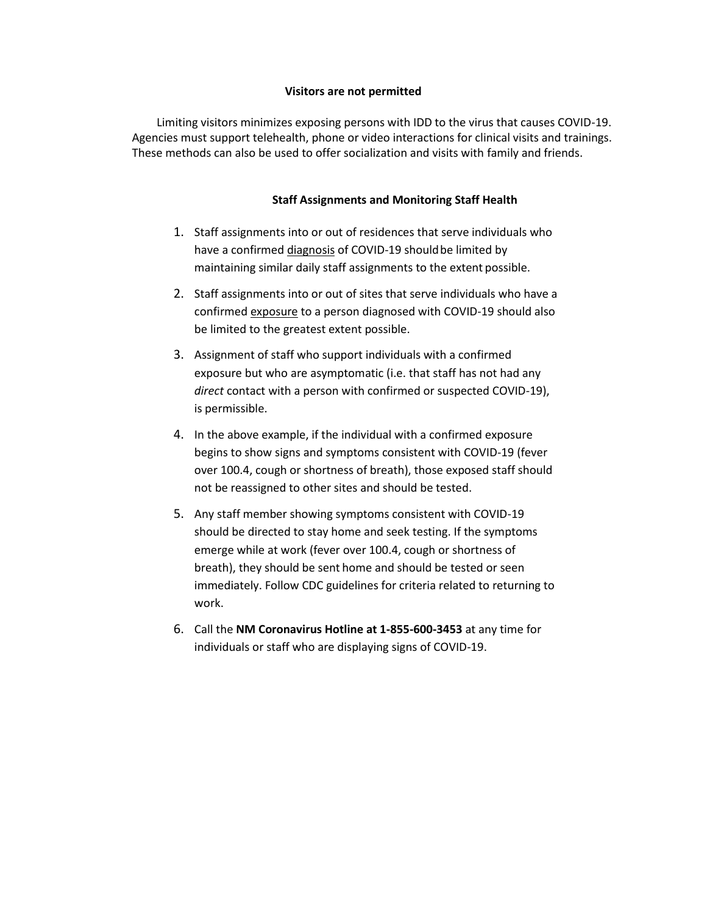**Visitors are not permitted**

Limiting visitors minimizes exposing persons with IDD to the virus that causes COVID-19. Agencies must support telehealth, phone or video interactions for clinical visits and trainings. These methods can also be used to offer socialization and visits with family and friends.

**Staff Assignments and Monitoring Staff Health**

1. Staff assignments into or out of residences that serve individuals who have a confirmed <u>diagnosis</u> of COVID-19 should be limited by maintaining similar daily staff assignments to the extent possible.

2. Staff assignments into or out of sites that serve individuals who have a confirmed <u>exposure</u> to a person diagnosed with COVID-19 should also be limited to the greatest extent possible.

3. Assignment of staff who support individuals with a confirmed exposure but who are asymptomatic (i.e. that staff has not had any *direct* contact with a person with confirmed or suspected COVID-19), is permissible.

4. In the above example, if the individual with a confirmed exposure begins to show signs and symptoms consistent with COVID-19 (fever over 100.4, cough or shortness of breath), those exposed staff should not be reassigned to other sites and should be tested.

5. Any staff member showing symptoms consistent with COVID-19 should be directed to stay home and seek testing. If the symptoms emerge while at work (fever over 100.4, cough or shortness of breath), they should be sent home and should be tested or seen immediately. Follow CDC guidelines for criteria related to returning to work.

6. Call the **NM Coronavirus Hotline at 1-855-600-3453** at any time for individuals or staff who are displaying signs of COVID-19.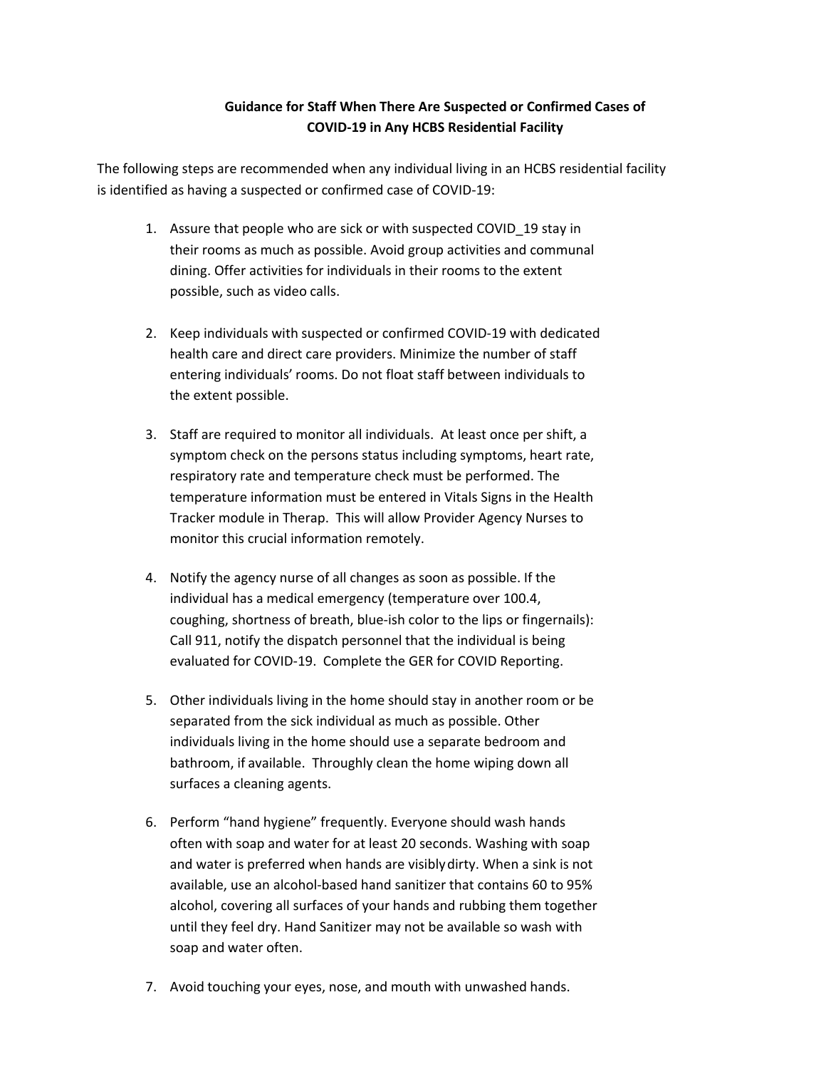**Guidance for Staff When There Are Suspected or Confirmed Cases of COVID-19 in Any HCBS Residential Facility**

The following steps are recommended when any individual living in an HCBS residential facility is identified as having a suspected or confirmed case of COVID-19:

1. Assure that people who are sick or with suspected COVID_19 stay in their rooms as much as possible. Avoid group activities and communal dining. Offer activities for individuals in their rooms to the extent possible, such as video calls.

2. Keep individuals with suspected or confirmed COVID-19 with dedicated health care and direct care providers. Minimize the number of staff entering individuals' rooms. Do not float staff between individuals to the extent possible.

3. Staff are required to monitor all individuals. At least once per shift, a symptom check on the persons status including symptoms, heart rate, respiratory rate and temperature check must be performed. The temperature information must be entered in Vitals Signs in the Health Tracker module in Therap. This will allow Provider Agency Nurses to monitor this crucial information remotely.

4. Notify the agency nurse of all changes as soon as possible. If the individual has a medical emergency (temperature over 100.4, coughing, shortness of breath, blue-ish color to the lips or fingernails): Call 911, notify the dispatch personnel that the individual is being evaluated for COVID-19. Complete the GER for COVID Reporting.

5. Other individuals living in the home should stay in another room or be separated from the sick individual as much as possible. Other individuals living in the home should use a separate bedroom and bathroom, if available. Throughly clean the home wiping down all surfaces a cleaning agents.

6. Perform "hand hygiene" frequently. Everyone should wash hands often with soap and water for at least 20 seconds. Washing with soap and water is preferred when hands are visibly dirty. When a sink is not available, use an alcohol-based hand sanitizer that contains 60 to 95% alcohol, covering all surfaces of your hands and rubbing them together until they feel dry. Hand Sanitizer may not be available so wash with soap and water often.

7. Avoid touching your eyes, nose, and mouth with unwashed hands.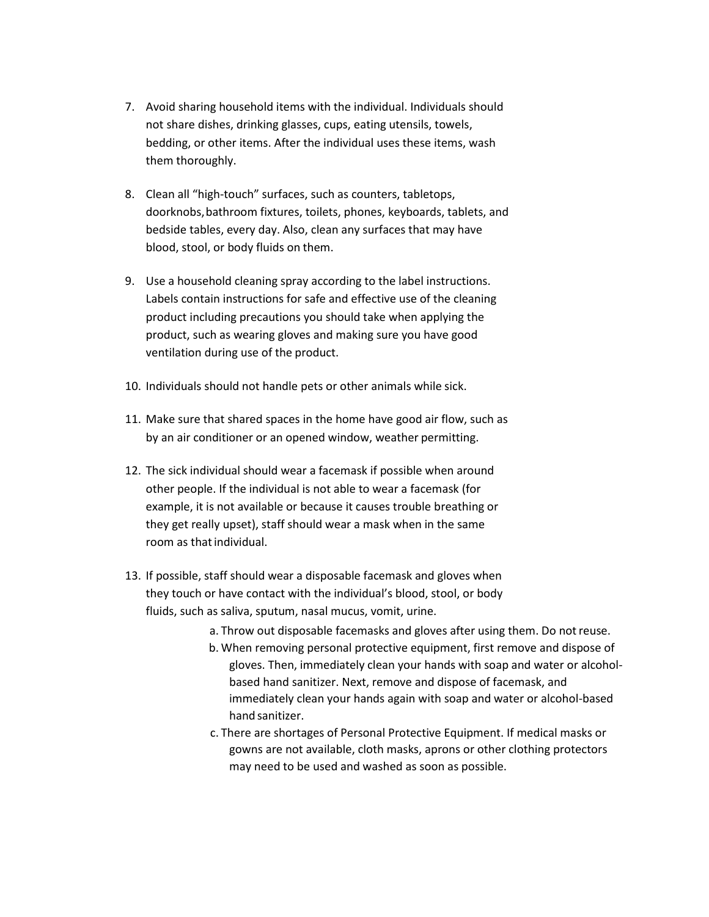7. Avoid sharing household items with the individual. Individuals should not share dishes, drinking glasses, cups, eating utensils, towels, bedding, or other items. After the individual uses these items, wash them thoroughly.

8. Clean all "high-touch" surfaces, such as counters, tabletops, doorknobs, bathroom fixtures, toilets, phones, keyboards, tablets, and bedside tables, every day. Also, clean any surfaces that may have blood, stool, or body fluids on them.

9. Use a household cleaning spray according to the label instructions. Labels contain instructions for safe and effective use of the cleaning product including precautions you should take when applying the product, such as wearing gloves and making sure you have good ventilation during use of the product.

10. Individuals should not handle pets or other animals while sick.

11. Make sure that shared spaces in the home have good air flow, such as by an air conditioner or an opened window, weather permitting.

12. The sick individual should wear a facemask if possible when around other people. If the individual is not able to wear a facemask (for example, it is not available or because it causes trouble breathing or they get really upset), staff should wear a mask when in the same room as that individual.

13. If possible, staff should wear a disposable facemask and gloves when they touch or have contact with the individual's blood, stool, or body fluids, such as saliva, sputum, nasal mucus, vomit, urine.
    a. Throw out disposable facemasks and gloves after using them. Do not reuse.
    b. When removing personal protective equipment, first remove and dispose of gloves. Then, immediately clean your hands with soap and water or alcohol-based hand sanitizer. Next, remove and dispose of facemask, and immediately clean your hands again with soap and water or alcohol-based hand sanitizer.
    c. There are shortages of Personal Protective Equipment. If medical masks or gowns are not available, cloth masks, aprons or other clothing protectors may need to be used and washed as soon as possible.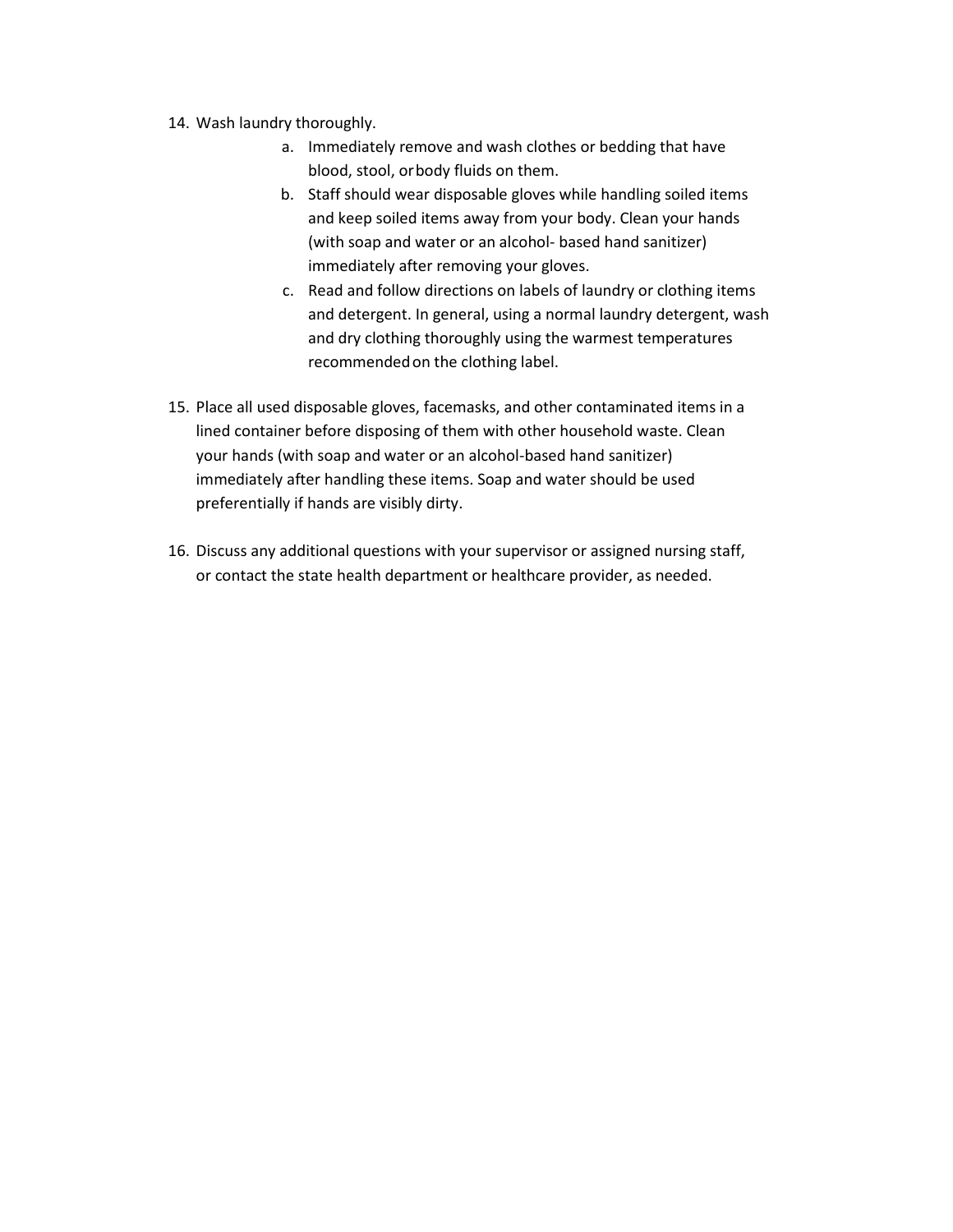14. Wash laundry thoroughly.
    a. Immediately remove and wash clothes or bedding that have blood, stool, or body fluids on them.
    b. Staff should wear disposable gloves while handling soiled items and keep soiled items away from your body. Clean your hands (with soap and water or an alcohol- based hand sanitizer) immediately after removing your gloves.
    c. Read and follow directions on labels of laundry or clothing items and detergent. In general, using a normal laundry detergent, wash and dry clothing thoroughly using the warmest temperatures recommended on the clothing label.

15. Place all used disposable gloves, facemasks, and other contaminated items in a lined container before disposing of them with other household waste. Clean your hands (with soap and water or an alcohol-based hand sanitizer) immediately after handling these items. Soap and water should be used preferentially if hands are visibly dirty.

16. Discuss any additional questions with your supervisor or assigned nursing staff, or contact the state health department or healthcare provider, as needed.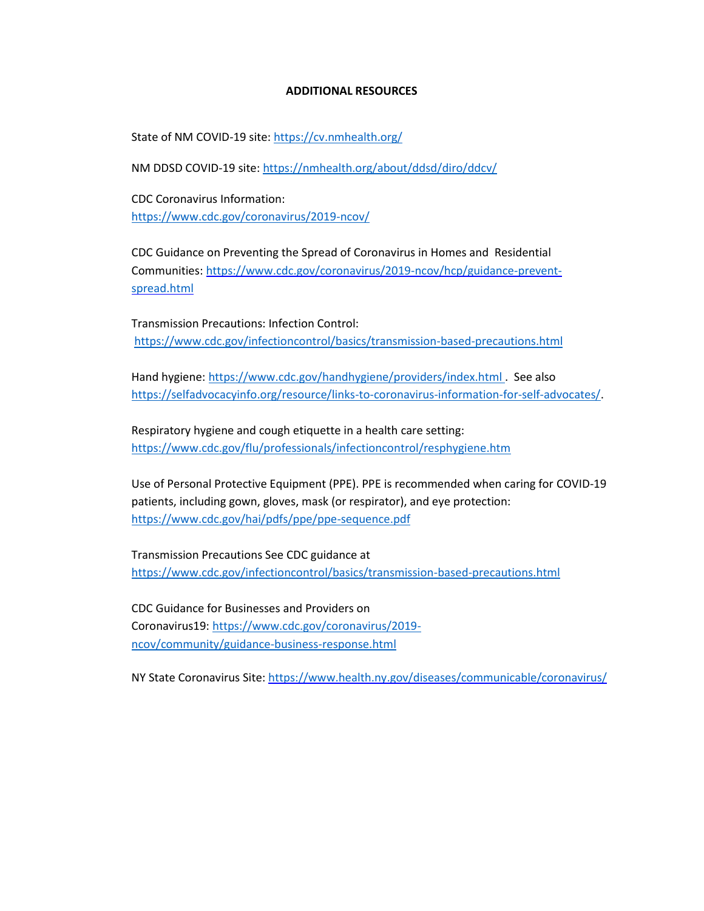**ADDITIONAL RESOURCES**

State of NM COVID-19 site: https://cv.nmhealth.org/

NM DDSD COVID-19 site: https://nmhealth.org/about/ddsd/diro/ddcv/

CDC Coronavirus Information:
https://www.cdc.gov/coronavirus/2019-ncov/

CDC Guidance on Preventing the Spread of Coronavirus in Homes and Residential Communities: https://www.cdc.gov/coronavirus/2019-ncov/hcp/guidance-prevent-spread.html

Transmission Precautions: Infection Control:
https://www.cdc.gov/infectioncontrol/basics/transmission-based-precautions.html

Hand hygiene: https://www.cdc.gov/handhygiene/providers/index.html . See also https://selfadvocacyinfo.org/resource/links-to-coronavirus-information-for-self-advocates/.

Respiratory hygiene and cough etiquette in a health care setting:
https://www.cdc.gov/flu/professionals/infectioncontrol/resphygiene.htm

Use of Personal Protective Equipment (PPE). PPE is recommended when caring for COVID-19 patients, including gown, gloves, mask (or respirator), and eye protection:
https://www.cdc.gov/hai/pdfs/ppe/ppe-sequence.pdf

Transmission Precautions See CDC guidance at
https://www.cdc.gov/infectioncontrol/basics/transmission-based-precautions.html

CDC Guidance for Businesses and Providers on Coronavirus19: https://www.cdc.gov/coronavirus/2019-ncov/community/guidance-business-response.html

NY State Coronavirus Site: https://www.health.ny.gov/diseases/communicable/coronavirus/